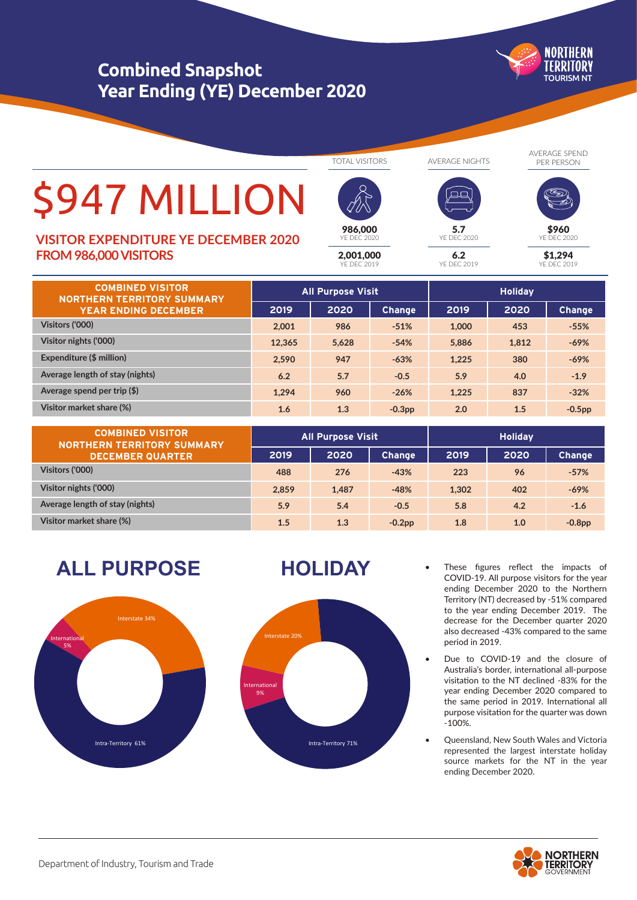# Combined Snapshot
# Year Ending (YE) December 2020

# $947 MILLION

**VISITOR EXPENDITURE YE DECEMBER 2020 FROM 986,000 VISITORS**

| TOTAL VISITORS | AVERAGE NIGHTS | AVERAGE SPEND PER PERSON |
|---|---|---|
| **986,000** YE DEC 2020 | **5.7** YE DEC 2020 | **$960** YE DEC 2020 |
| **2,001,000** YE DEC 2019 | **6.2** YE DEC 2019 | **$1,294** YE DEC 2019 |

| COMBINED VISITOR NORTHERN TERRITORY SUMMARY YEAR ENDING DECEMBER | All Purpose Visit | | | Holiday | | |
|---|---|---|---|---|---|---|
| | 2019 | 2020 | Change | 2019 | 2020 | Change |
| Visitors ('000) | 2,001 | 986 | -51% | 1,000 | 453 | -55% |
| Visitor nights ('000) | 12,365 | 5,628 | -54% | 5,886 | 1,812 | -69% |
| Expenditure ($ million) | 2,590 | 947 | -63% | 1,225 | 380 | -69% |
| Average length of stay (nights) | 6.2 | 5.7 | -0.5 | 5.9 | 4.0 | -1.9 |
| Average spend per trip ($) | 1,294 | 960 | -26% | 1,225 | 837 | -32% |
| Visitor market share (%) | 1.6 | 1.3 | -0.3pp | 2.0 | 1.5 | -0.5pp |

| COMBINED VISITOR NORTHERN TERRITORY SUMMARY DECEMBER QUARTER | All Purpose Visit | | | Holiday | | |
|---|---|---|---|---|---|---|
| | 2019 | 2020 | Change | 2019 | 2020 | Change |
| Visitors ('000) | 488 | 276 | -43% | 223 | 96 | -57% |
| Visitor nights ('000) | 2,859 | 1,487 | -48% | 1,302 | 402 | -69% |
| Average length of stay (nights) | 5.9 | 5.4 | -0.5 | 5.8 | 4.2 | -1.6 |
| Visitor market share (%) | 1.5 | 1.3 | -0.2pp | 1.8 | 1.0 | -0.8pp |

## ALL PURPOSE

- Interstate 34%
- International 5%
- Intra-Territory 61%

## HOLIDAY

- Interstate 20%
- International 9%
- Intra-Territory 71%

- These figures reflect the impacts of COVID-19. All purpose visitors for the year ending December 2020 to the Northern Territory (NT) decreased by -51% compared to the year ending December 2019. The decrease for the December quarter 2020 also decreased -43% compared to the same period in 2019.
- Due to COVID-19 and the closure of Australia's border, international all-purpose visitation to the NT declined -83% for the year ending December 2020 compared to the same period in 2019. International all purpose visitation for the quarter was down -100%.
- Queensland, New South Wales and Victoria represented the largest interstate holiday source markets for the NT in the year ending December 2020.

Department of Industry, Tourism and Trade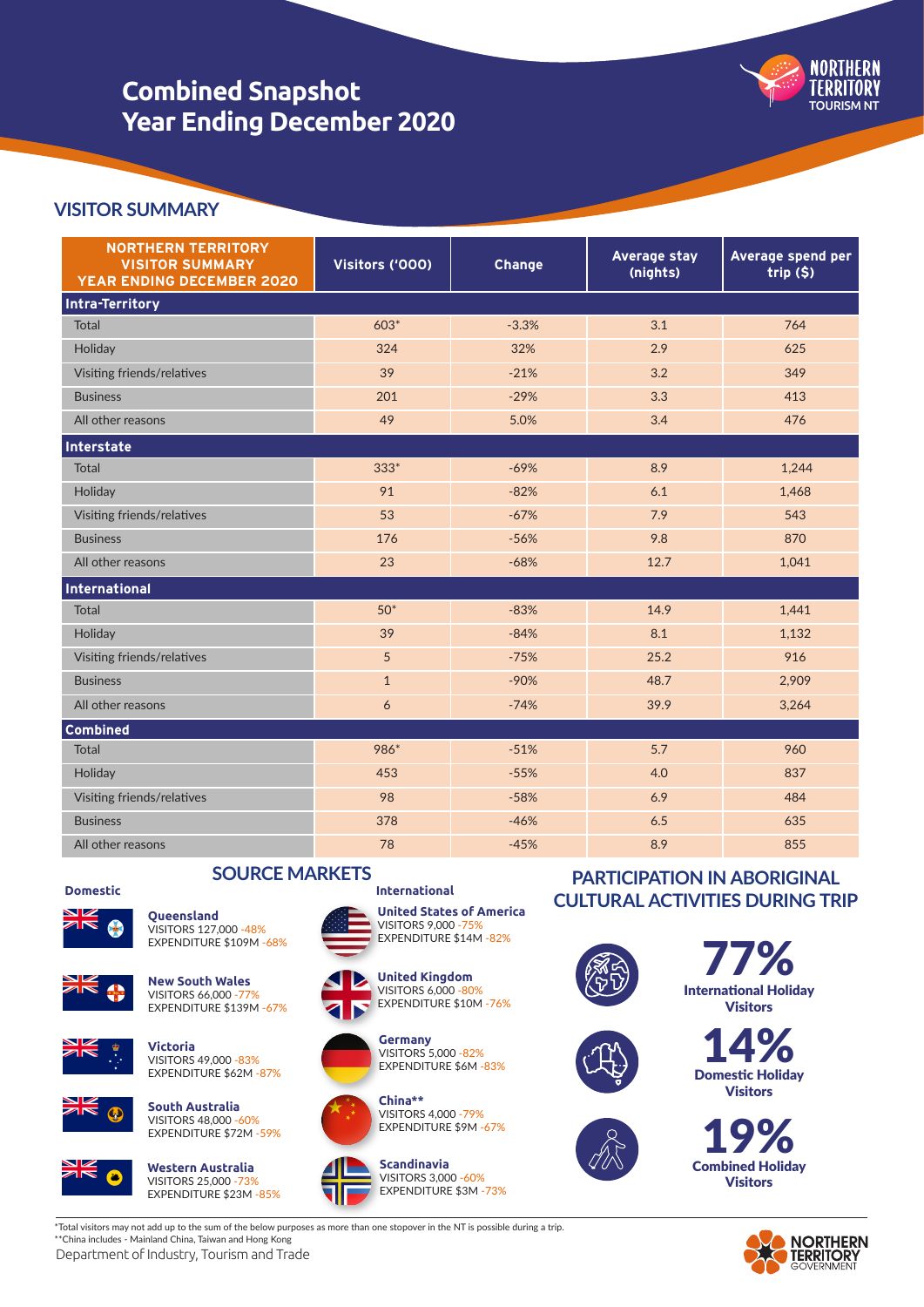# Combined Snapshot Year Ending December 2020

## VISITOR SUMMARY

| NORTHERN TERRITORY VISITOR SUMMARY YEAR ENDING DECEMBER 2020 | Visitors ('000) | Change | Average stay (nights) | Average spend per trip ($) |
|---|---|---|---|---|
| **Intra-Territory** | | | | |
| Total | 603* | -3.3% | 3.1 | 764 |
| Holiday | 324 | 32% | 2.9 | 625 |
| Visiting friends/relatives | 39 | -21% | 3.2 | 349 |
| Business | 201 | -29% | 3.3 | 413 |
| All other reasons | 49 | 5.0% | 3.4 | 476 |
| **Interstate** | | | | |
| Total | 333* | -69% | 8.9 | 1,244 |
| Holiday | 91 | -82% | 6.1 | 1,468 |
| Visiting friends/relatives | 53 | -67% | 7.9 | 543 |
| Business | 176 | -56% | 9.8 | 870 |
| All other reasons | 23 | -68% | 12.7 | 1,041 |
| **International** | | | | |
| Total | 50* | -83% | 14.9 | 1,441 |
| Holiday | 39 | -84% | 8.1 | 1,132 |
| Visiting friends/relatives | 5 | -75% | 25.2 | 916 |
| Business | 1 | -90% | 48.7 | 2,909 |
| All other reasons | 6 | -74% | 39.9 | 3,264 |
| **Combined** | | | | |
| Total | 986* | -51% | 5.7 | 960 |
| Holiday | 453 | -55% | 4.0 | 837 |
| Visiting friends/relatives | 98 | -58% | 6.9 | 484 |
| Business | 378 | -46% | 6.5 | 635 |
| All other reasons | 78 | -45% | 8.9 | 855 |

## SOURCE MARKETS

### Domestic

**Queensland**
VISITORS 127,000 -48%
EXPENDITURE $109M -68%

**New South Wales**
VISITORS 66,000 -77%
EXPENDITURE $139M -67%

**Victoria**
VISITORS 49,000 -83%
EXPENDITURE $62M -87%

**South Australia**
VISITORS 48,000 -60%
EXPENDITURE $72M -59%

**Western Australia**
VISITORS 25,000 -73%
EXPENDITURE $23M -85%

### International

**United States of America**
VISITORS 9,000 -75%
EXPENDITURE $14M -82%

**United Kingdom**
VISITORS 6,000 -80%
EXPENDITURE $10M -76%

**Germany**
VISITORS 5,000 -82%
EXPENDITURE $6M -83%

**China****
VISITORS 4,000 -79%
EXPENDITURE $9M -67%

**Scandinavia**
VISITORS 3,000 -60%
EXPENDITURE $3M -73%

## PARTICIPATION IN ABORIGINAL CULTURAL ACTIVITIES DURING TRIP

**77%**
International Holiday Visitors

**14%**
Domestic Holiday Visitors

**19%**
Combined Holiday Visitors

*Total visitors may not add up to the sum of the below purposes as more than one stopover in the NT is possible during a trip.
**China includes - Mainland China, Taiwan and Hong Kong

Department of Industry, Tourism and Trade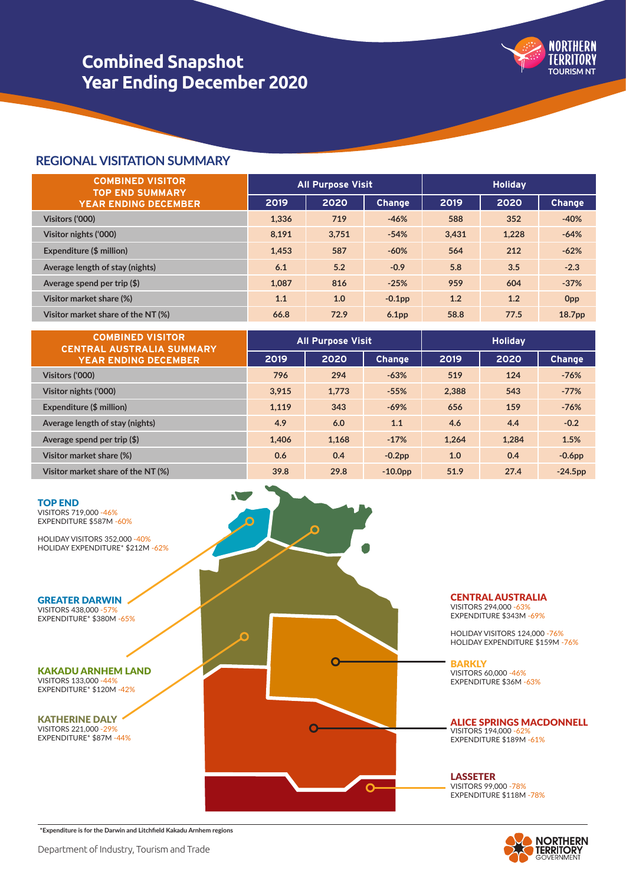# Combined Snapshot
# Year Ending December 2020

## REGIONAL VISITATION SUMMARY

| COMBINED VISITOR TOP END SUMMARY YEAR ENDING DECEMBER | All Purpose Visit | | | Holiday | | |
|---|---|---|---|---|---|---|
| | 2019 | 2020 | Change | 2019 | 2020 | Change |
| Visitors ('000) | 1,336 | 719 | -46% | 588 | 352 | -40% |
| Visitor nights ('000) | 8,191 | 3,751 | -54% | 3,431 | 1,228 | -64% |
| Expenditure ($ million) | 1,453 | 587 | -60% | 564 | 212 | -62% |
| Average length of stay (nights) | 6.1 | 5.2 | -0.9 | 5.8 | 3.5 | -2.3 |
| Average spend per trip ($) | 1,087 | 816 | -25% | 959 | 604 | -37% |
| Visitor market share (%) | 1.1 | 1.0 | -0.1pp | 1.2 | 1.2 | 0pp |
| Visitor market share of the NT (%) | 66.8 | 72.9 | 6.1pp | 58.8 | 77.5 | 18.7pp |

| COMBINED VISITOR CENTRAL AUSTRALIA SUMMARY YEAR ENDING DECEMBER | All Purpose Visit | | | Holiday | | |
|---|---|---|---|---|---|---|
| | 2019 | 2020 | Change | 2019 | 2020 | Change |
| Visitors ('000) | 796 | 294 | -63% | 519 | 124 | -76% |
| Visitor nights ('000) | 3,915 | 1,773 | -55% | 2,388 | 543 | -77% |
| Expenditure ($ million) | 1,119 | 343 | -69% | 656 | 159 | -76% |
| Average length of stay (nights) | 4.9 | 6.0 | 1.1 | 4.6 | 4.4 | -0.2 |
| Average spend per trip ($) | 1,406 | 1,168 | -17% | 1,264 | 1,284 | 1.5% |
| Visitor market share (%) | 0.6 | 0.4 | -0.2pp | 1.0 | 0.4 | -0.6pp |
| Visitor market share of the NT (%) | 39.8 | 29.8 | -10.0pp | 51.9 | 27.4 | -24.5pp |

**TOP END**
VISITORS 719,000 -46%
EXPENDITURE $587M -60%

HOLIDAY VISITORS 352,000 -40%
HOLIDAY EXPENDITURE* $212M -62%

**GREATER DARWIN**
VISITORS 438,000 -57%
EXPENDITURE* $380M -65%

**KAKADU ARNHEM LAND**
VISITORS 133,000 -44%
EXPENDITURE* $120M -42%

**KATHERINE DALY**
VISITORS 221,000 -29%
EXPENDITURE* $87M -44%

**CENTRAL AUSTRALIA**
VISITORS 294,000 -63%
EXPENDITURE $343M -69%

HOLIDAY VISITORS 124,000 -76%
HOLIDAY EXPENDITURE $159M -76%

**BARKLY**
VISITORS 60,000 -46%
EXPENDITURE $36M -63%

**ALICE SPRINGS MACDONNELL**
VISITORS 194,000 -62%
EXPENDITURE $189M -61%

**LASSETER**
VISITORS 99,000 -78%
EXPENDITURE $118M -78%

*Expenditure is for the Darwin and Litchfield Kakadu Arnhem regions

Department of Industry, Tourism and Trade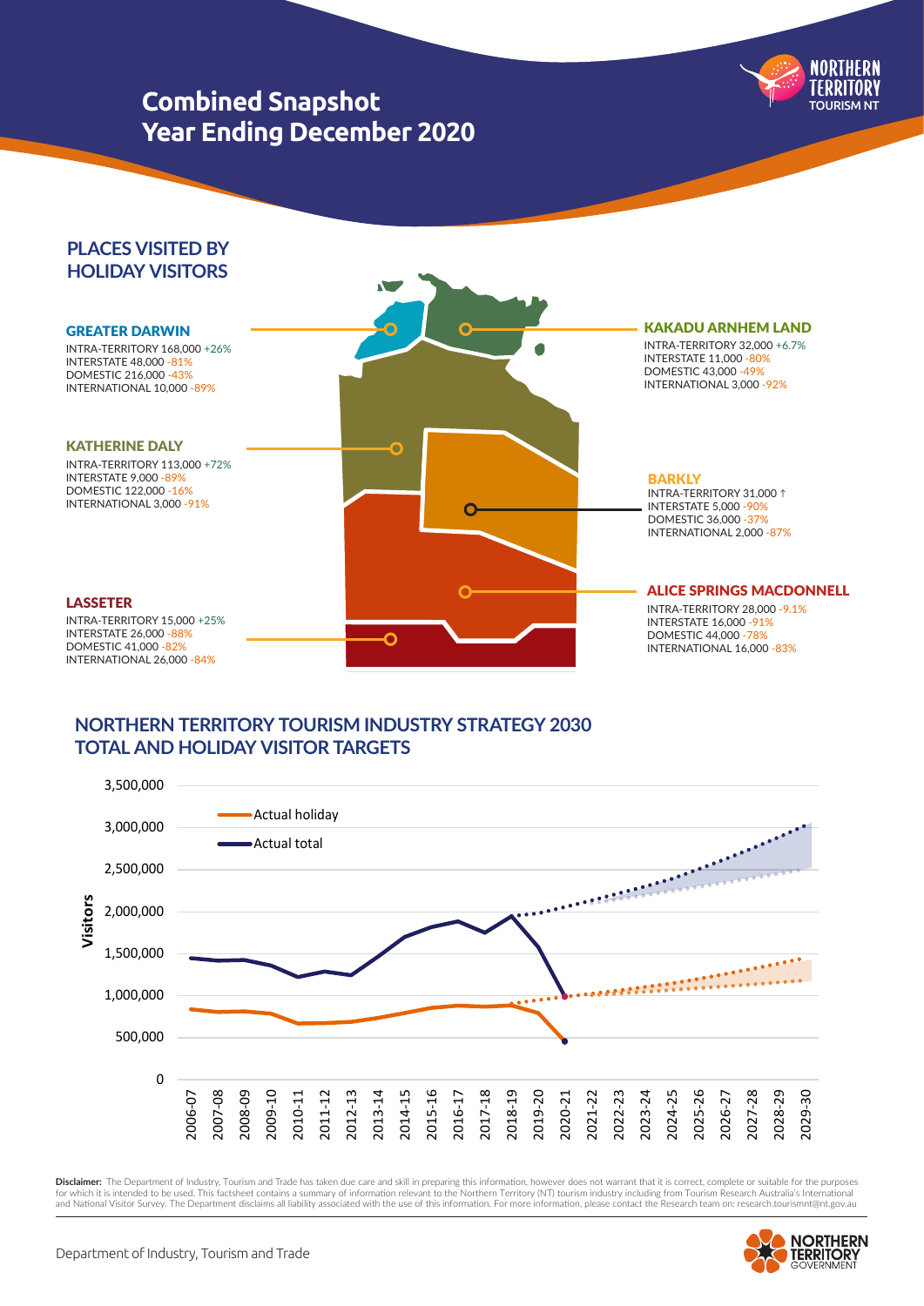# Combined Snapshot
# Year Ending December 2020

## PLACES VISITED BY HOLIDAY VISITORS

### GREATER DARWIN
INTRA-TERRITORY 168,000 +26%
INTERSTATE 48,000 -81%
DOMESTIC 216,000 -43%
INTERNATIONAL 10,000 -89%

### KAKADU ARNHEM LAND
INTRA-TERRITORY 32,000 +6.7%
INTERSTATE 11,000 -80%
DOMESTIC 43,000 -49%
INTERNATIONAL 3,000 -92%

### KATHERINE DALY
INTRA-TERRITORY 113,000 +72%
INTERSTATE 9,000 -89%
DOMESTIC 122,000 -16%
INTERNATIONAL 3,000 -91%

### BARKLY
INTRA-TERRITORY 31,000 ↑
INTERSTATE 5,000 -90%
DOMESTIC 36,000 -37%
INTERNATIONAL 2,000 -87%

### LASSETER
INTRA-TERRITORY 15,000 +25%
INTERSTATE 26,000 -88%
DOMESTIC 41,000 -82%
INTERNATIONAL 26,000 -84%

### ALICE SPRINGS MACDONNELL
INTRA-TERRITORY 28,000 -9.1%
INTERSTATE 16,000 -91%
DOMESTIC 44,000 -78%
INTERNATIONAL 16,000 -83%

## NORTHERN TERRITORY TOURISM INDUSTRY STRATEGY 2030 TOTAL AND HOLIDAY VISITOR TARGETS

Actual holiday
Actual total

Visitors

3,500,000
3,000,000
2,500,000
2,000,000
1,500,000
1,000,000
500,000
0

2006-07 2007-08 2008-09 2009-10 2010-11 2011-12 2012-13 2013-14 2014-15 2015-16 2016-17 2017-18 2018-19 2019-20 2020-21 2021-22 2022-23 2023-24 2024-25 2025-26 2026-27 2027-28 2028-29 2029-30

**Disclaimer:** The Department of Industry, Tourism and Trade has taken due care and skill in preparing this information, however does not warrant that it is correct, complete or suitable for the purposes for which it is intended to be used. This factsheet contains a summary of information relevant to the Northern Territory (NT) tourism industry including from Tourism Research Australia's International and National Visitor Survey. The Department disclaims all liability associated with the use of this information. For more information, please contact the Research team on: research.tourismnt@nt.gov.au

Department of Industry, Tourism and Trade